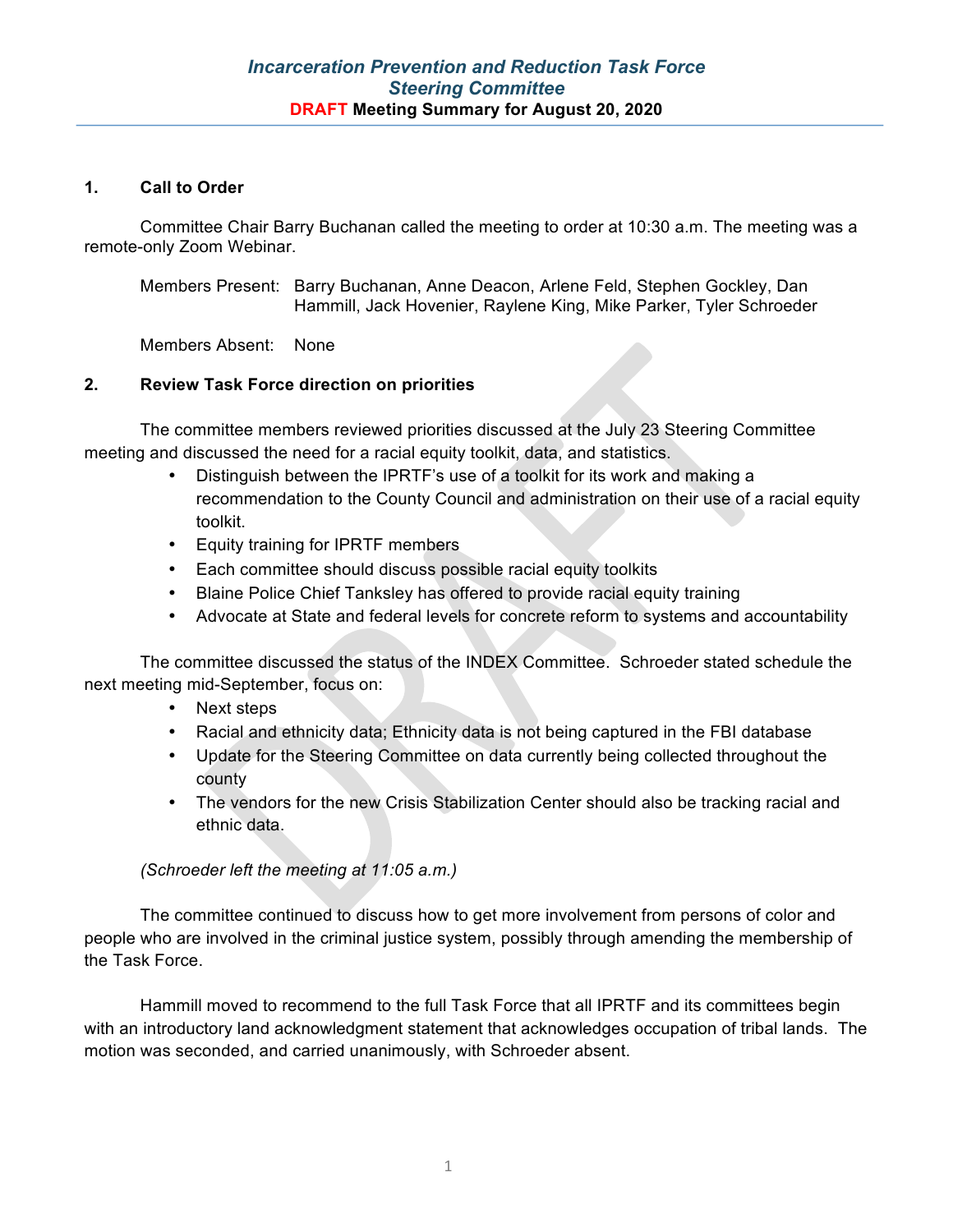# *Incarceration Prevention and Reduction Task Force*
## *Steering Committee*
### DRAFT Meeting Summary for August 20, 2020

**1. Call to Order**

Committee Chair Barry Buchanan called the meeting to order at 10:30 a.m. The meeting was a remote-only Zoom Webinar.

Members Present: Barry Buchanan, Anne Deacon, Arlene Feld, Stephen Gockley, Dan Hammill, Jack Hovenier, Raylene King, Mike Parker, Tyler Schroeder

Members Absent: None

**2. Review Task Force direction on priorities**

The committee members reviewed priorities discussed at the July 23 Steering Committee meeting and discussed the need for a racial equity toolkit, data, and statistics.

- Distinguish between the IPRTF's use of a toolkit for its work and making a recommendation to the County Council and administration on their use of a racial equity toolkit.
- Equity training for IPRTF members
- Each committee should discuss possible racial equity toolkits
- Blaine Police Chief Tanksley has offered to provide racial equity training
- Advocate at State and federal levels for concrete reform to systems and accountability

The committee discussed the status of the INDEX Committee. Schroeder stated schedule the next meeting mid-September, focus on:

- Next steps
- Racial and ethnicity data; Ethnicity data is not being captured in the FBI database
- Update for the Steering Committee on data currently being collected throughout the county
- The vendors for the new Crisis Stabilization Center should also be tracking racial and ethnic data.

*(Schroeder left the meeting at 11:05 a.m.)*

The committee continued to discuss how to get more involvement from persons of color and people who are involved in the criminal justice system, possibly through amending the membership of the Task Force.

Hammill moved to recommend to the full Task Force that all IPRTF and its committees begin with an introductory land acknowledgment statement that acknowledges occupation of tribal lands. The motion was seconded, and carried unanimously, with Schroeder absent.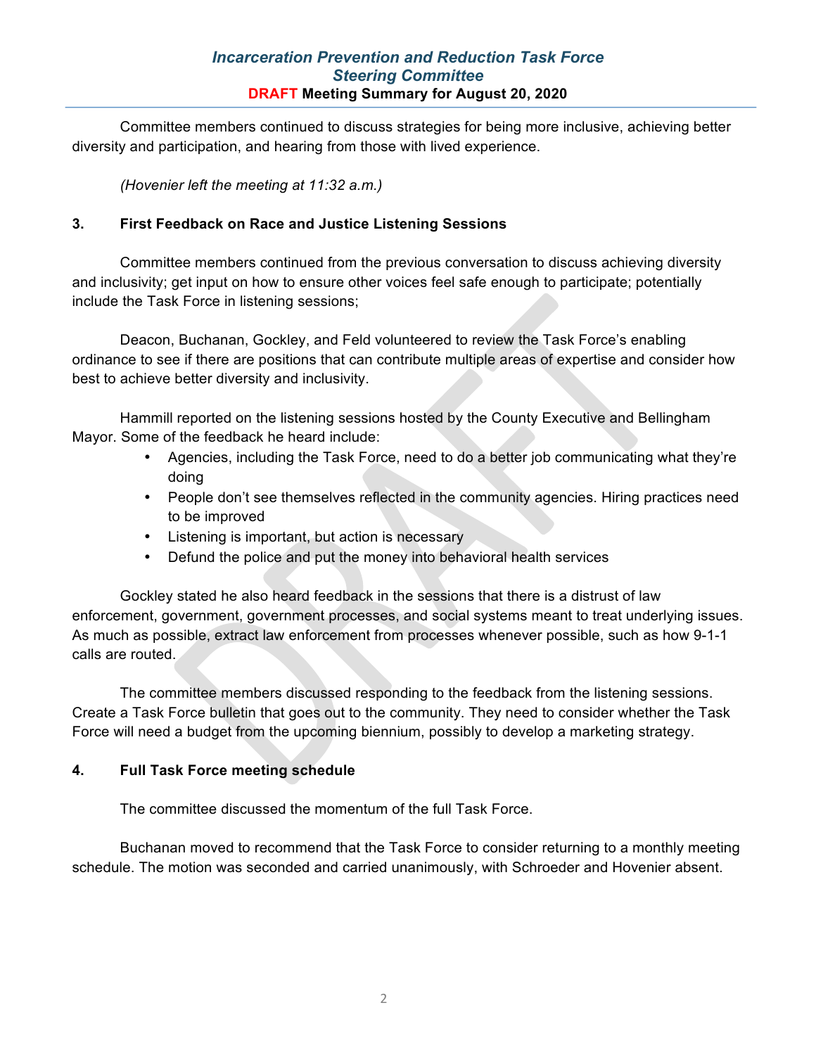Committee members continued to discuss strategies for being more inclusive, achieving better diversity and participation, and hearing from those with lived experience.

*(Hovenier left the meeting at 11:32 a.m.)*

## 3. First Feedback on Race and Justice Listening Sessions

Committee members continued from the previous conversation to discuss achieving diversity and inclusivity; get input on how to ensure other voices feel safe enough to participate; potentially include the Task Force in listening sessions;

Deacon, Buchanan, Gockley, and Feld volunteered to review the Task Force's enabling ordinance to see if there are positions that can contribute multiple areas of expertise and consider how best to achieve better diversity and inclusivity.

Hammill reported on the listening sessions hosted by the County Executive and Bellingham Mayor. Some of the feedback he heard include:

- Agencies, including the Task Force, need to do a better job communicating what they're doing
- People don't see themselves reflected in the community agencies. Hiring practices need to be improved
- Listening is important, but action is necessary
- Defund the police and put the money into behavioral health services

Gockley stated he also heard feedback in the sessions that there is a distrust of law enforcement, government, government processes, and social systems meant to treat underlying issues. As much as possible, extract law enforcement from processes whenever possible, such as how 9-1-1 calls are routed.

The committee members discussed responding to the feedback from the listening sessions. Create a Task Force bulletin that goes out to the community. They need to consider whether the Task Force will need a budget from the upcoming biennium, possibly to develop a marketing strategy.

## 4. Full Task Force meeting schedule

The committee discussed the momentum of the full Task Force.

Buchanan moved to recommend that the Task Force to consider returning to a monthly meeting schedule. The motion was seconded and carried unanimously, with Schroeder and Hovenier absent.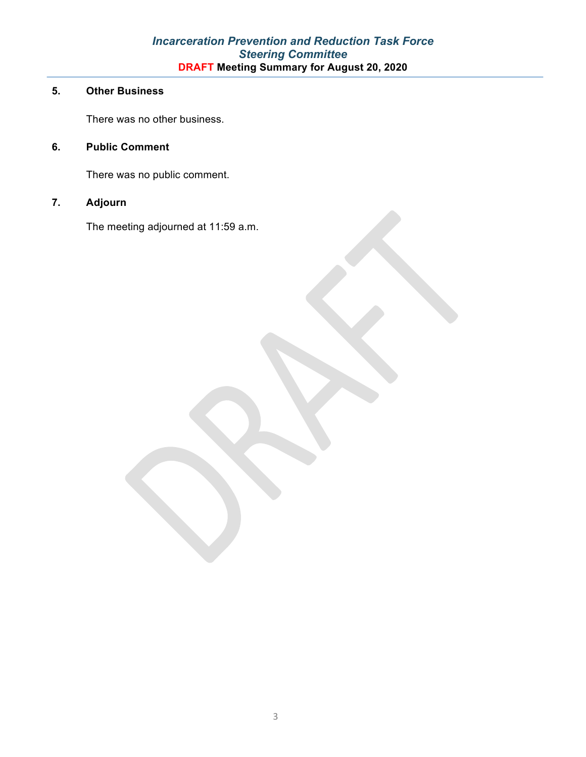## 5. Other Business

There was no other business.

## 6. Public Comment

There was no public comment.

## 7. Adjourn

The meeting adjourned at 11:59 a.m.